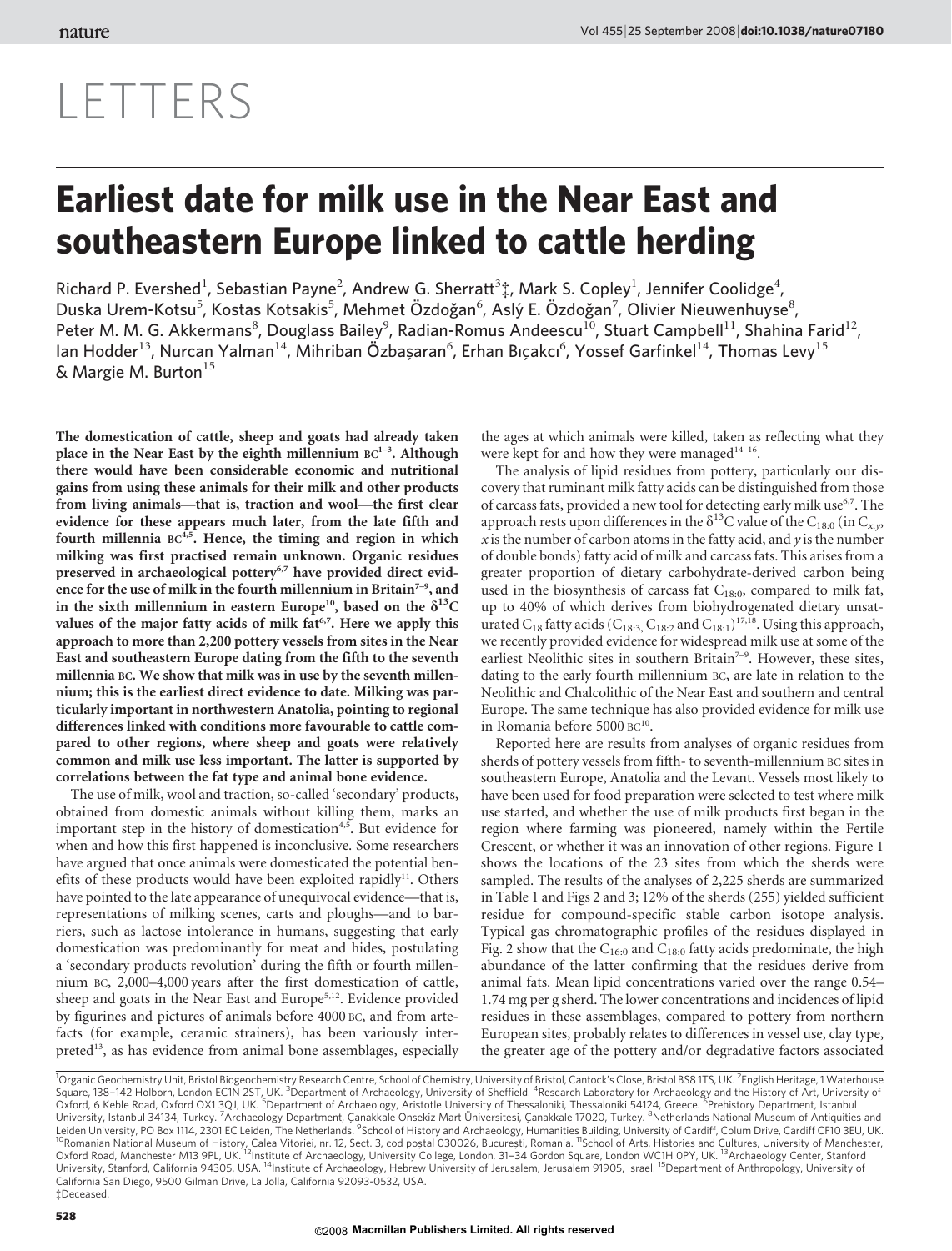# LETTERS

# Earliest date for milk use in the Near East and southeastern Europe linked to cattle herding

Richard P. Evershed[1], Sebastian Payne[2], Andrew G. Sherratt[3]‡, Mark S. Copley[1], Jennifer Coolidge[4], Duska Urem-Kotsu[5], Kostas Kotsakis[5], Mehmet Özdoğan[6], Aslý E. Özdoğan[7], Olivier Nieuwenhuyse[8], Peter M. M. G. Akkermans[8], Douglass Bailey[9], Radian-Romus Andeescu[10], Stuart Campbell[11], Shahina Farid[12], Ian Hodder[13], Nurcan Yalman[14], Mihriban Özbaşaran[6], Erhan Bıçakcı[6], Yossef Garfinkel[14], Thomas Levy[15] & Margie M. Burton[15]

**The domestication of cattle, sheep and goats had already taken place in the Near East by the eighth millennium BC[1–3]. Although there would have been considerable economic and nutritional gains from using these animals for their milk and other products from living animals—that is, traction and wool—the first clear evidence for these appears much later, from the late fifth and fourth millennia BC[4,5]. Hence, the timing and region in which milking was first practised remain unknown. Organic residues preserved in archaeological pottery[6,7] have provided direct evidence for the use of milk in the fourth millennium in Britain[7–9], and in the sixth millennium in eastern Europe[10], based on the $\delta^{13}$C values of the major fatty acids of milk fat[6,7]. Here we apply this approach to more than 2,200 pottery vessels from sites in the Near East and southeastern Europe dating from the fifth to the seventh millennia BC. We show that milk was in use by the seventh millennium; this is the earliest direct evidence to date. Milking was particularly important in northwestern Anatolia, pointing to regional differences linked with conditions more favourable to cattle compared to other regions, where sheep and goats were relatively common and milk use less important. The latter is supported by correlations between the fat type and animal bone evidence.**

The use of milk, wool and traction, so-called 'secondary' products, obtained from domestic animals without killing them, marks an important step in the history of domestication[4,5]. But evidence for when and how this first happened is inconclusive. Some researchers have argued that once animals were domesticated the potential benefits of these products would have been exploited rapidly[11]. Others have pointed to the late appearance of unequivocal evidence—that is, representations of milking scenes, carts and ploughs—and to barriers, such as lactose intolerance in humans, suggesting that early domestication was predominantly for meat and hides, postulating a 'secondary products revolution' during the fifth or fourth millennium BC, 2,000–4,000 years after the first domestication of cattle, sheep and goats in the Near East and Europe[5,12]. Evidence provided by figurines and pictures of animals before 4000 BC, and from artefacts (for example, ceramic strainers), has been variously interpreted[13], as has evidence from animal bone assemblages, especially the ages at which animals were killed, taken as reflecting what they were kept for and how they were managed[14–16].

The analysis of lipid residues from pottery, particularly our discovery that ruminant milk fatty acids can be distinguished from those of carcass fats, provided a new tool for detecting early milk use[6,7]. The approach rests upon differences in the $\delta^{13}$C value of the $C_{18:0}$ (in $C_{x:y}$, $x$ is the number of carbon atoms in the fatty acid, and $y$ is the number of double bonds) fatty acid of milk and carcass fats. This arises from a greater proportion of dietary carbohydrate-derived carbon being used in the biosynthesis of carcass fat $C_{18:0}$, compared to milk fat, up to 40% of which derives from biohydrogenated dietary unsaturated $C_{18}$ fatty acids ($C_{18:3}$, $C_{18:2}$ and $C_{18:1}$)[17,18]. Using this approach, we recently provided evidence for widespread milk use at some of the earliest Neolithic sites in southern Britain[7–9]. However, these sites, dating to the early fourth millennium BC, are late in relation to the Neolithic and Chalcolithic of the Near East and southern and central Europe. The same technique has also provided evidence for milk use in Romania before 5000 BC[10].

Reported here are results from analyses of organic residues from sherds of pottery vessels from fifth- to seventh-millennium BC sites in southeastern Europe, Anatolia and the Levant. Vessels most likely to have been used for food preparation were selected to test where milk use started, and whether the use of milk products first began in the region where farming was pioneered, namely within the Fertile Crescent, or whether it was an innovation of other regions. Figure 1 shows the locations of the 23 sites from which the sherds were sampled. The results of the analyses of 2,225 sherds are summarized in Table 1 and Figs 2 and 3; 12% of the sherds (255) yielded sufficient residue for compound-specific stable carbon isotope analysis. Typical gas chromatographic profiles of the residues displayed in Fig. 2 show that the $C_{16:0}$ and $C_{18:0}$ fatty acids predominate, the high abundance of the latter confirming that the residues derive from animal fats. Mean lipid concentrations varied over the range 0.54–1.74 mg per g sherd. The lower concentrations and incidences of lipid residues in these assemblages, compared to pottery from northern European sites, probably relates to differences in vessel use, clay type, the greater age of the pottery and/or degradative factors associated

[1]Organic Geochemistry Unit, Bristol Biogeochemistry Research Centre, School of Chemistry, University of Bristol, Cantock's Close, Bristol BS8 1TS, UK. [2]English Heritage, 1 Waterhouse Square, 138–142 Holborn, London EC1N 2ST, UK. [3]Department of Archaeology, University of Sheffield. [4]Research Laboratory for Archaeology and the History of Art, University of Oxford, 6 Keble Road, Oxford OX1 3QJ, UK. [5]Department of Archaeology, Aristotle University of Thessaloniki, Thessaloniki 54124, Greece. [6]Prehistory Department, Istanbul University, Istanbul 34134, Turkey. [7]Archaeology Department, Çanakkale Onsekiz Mart Üniversitesi, Çanakkale 17020, Turkey. [8]Netherlands National Museum of Antiquities and Leiden University, PO Box 1114, 2301 EC Leiden, The Netherlands. [9]School of History and Archaeology, Humanities Building, University of Cardiff, Colum Drive, Cardiff CF10 3EU, UK. [10]Romanian National Museum of History, Calea Vitoriei, nr. 12, Sect. 3, cod poştal 030026, Bucureşti, Romania. [11]School of Arts, Histories and Cultures, University of Manchester, Oxford Road, Manchester M13 9PL, UK. [12]Institute of Archaeology, University College, London, 31–34 Gordon Square, London WC1H 0PY, UK. [13]Archaeology Center, Stanford University, Stanford, California 94305, USA. [14]Institute of Archaeology, Hebrew University of Jerusalem, Jerusalem 91905, Israel. [15]Department of Anthropology, University of California San Diego, 9500 Gilman Drive, La Jolla, California 92093-0532, USA.
‡Deceased.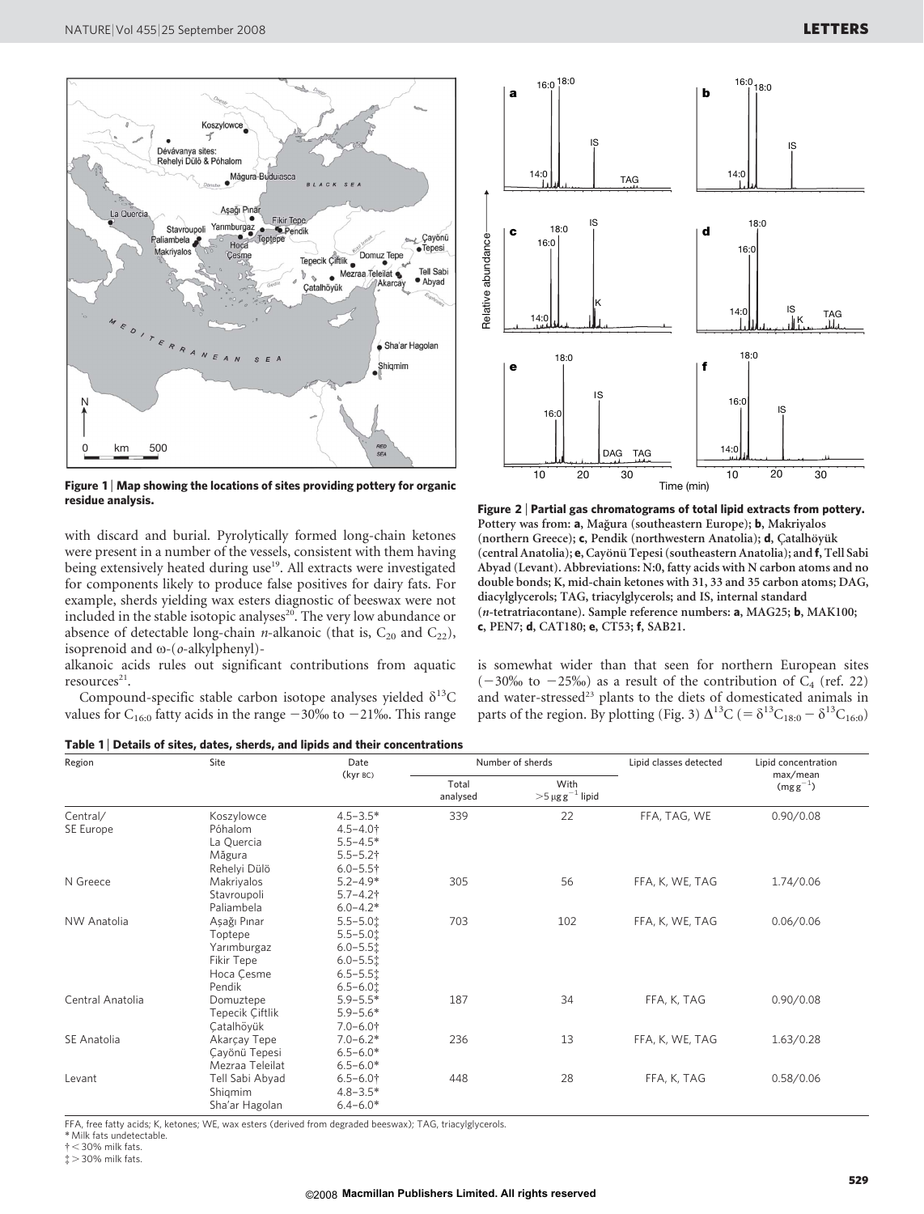Figure 1 | Map showing the locations of sites providing pottery for organic residue analysis.

Figure 2 | Partial gas chromatograms of total lipid extracts from pottery. Pottery was from: a, Măgura (southeastern Europe); b, Makriyalos (northern Greece); c, Pendik (northwestern Anatolia); d, Çatalhöyük (central Anatolia); e, Cayönü Tepesi (southeastern Anatolia); and f, Tell Sabi Abyad (Levant). Abbreviations: N:0, fatty acids with N carbon atoms and no double bonds; K, mid-chain ketones with 31, 33 and 35 carbon atoms; DAG, diacylglycerols; TAG, triacylglycerols; and IS, internal standard (*n*-tetratriacontane). Sample reference numbers: a, MAG25; b, MAK100; c, PEN7; d, CAT180; e, CT53; f, SAB21.

with discard and burial. Pyrolytically formed long-chain ketones were present in a number of the vessels, consistent with them having being extensively heated during use[19]. All extracts were investigated for components likely to produce false positives for dairy fats. For example, sherds yielding wax esters diagnostic of beeswax were not included in the stable isotopic analyses[20]. The very low abundance or absence of detectable long-chain *n*-alkanoic (that is, $C_{20}$ and $C_{22}$), isoprenoid and ω-(*o*-alkylphenyl)-alkanoic acids rules out significant contributions from aquatic resources[21].

Compound-specific stable carbon isotope analyses yielded $\delta^{13}C$ values for $C_{16:0}$ fatty acids in the range −30‰ to −21‰. This range is somewhat wider than that seen for northern European sites (−30‰ to −25‰) as a result of the contribution of $C_4$ (ref. 22) and water-stressed[23] plants to the diets of domesticated animals in parts of the region. By plotting (Fig. 3) $\Delta^{13}C$ ($= \delta^{13}C_{18:0} - \delta^{13}C_{16:0}$)

Table 1 | Details of sites, dates, sherds, and lipids and their concentrations

| Region | Site | Date (kyr BC) | Number of sherds | | Lipid classes detected | Lipid concentration max/mean (mg g$^{-1}$) |
|---|---|---|---|---|---|---|
| | | | Total analysed | With >5 μg g$^{-1}$ lipid | | |
| Central/ SE Europe | Koszylowce | 4.5–3.5* | 339 | 22 | FFA, TAG, WE | 0.90/0.08 |
| | Póhalom | 4.5–4.0† | | | | |
| | La Quercia | 5.5–4.5* | | | | |
| | Măgura | 5.5–5.2† | | | | |
| | Rehelyi Dülö | 6.0–5.5† | | | | |
| N Greece | Makriyalos | 5.2–4.9* | 305 | 56 | FFA, K, WE, TAG | 1.74/0.06 |
| | Stavroupoli | 5.7–4.2† | | | | |
| | Paliambela | 6.0–4.2* | | | | |
| NW Anatolia | Aşağı Pınar | 5.5–5.0‡ | 703 | 102 | FFA, K, WE, TAG | 0.06/0.06 |
| | Toptepe | 5.5–5.0‡ | | | | |
| | Yarımburgaz | 6.0–5.5‡ | | | | |
| | Fikir Tepe | 6.0–5.5‡ | | | | |
| | Hoca Çesme | 6.5–5.5‡ | | | | |
| | Pendik | 6.5–6.0‡ | | | | |
| Central Anatolia | Domuztepe | 5.9–5.5* | 187 | 34 | FFA, K, TAG | 0.90/0.08 |
| | Tepecik Çiftlik | 5.9–5.6* | | | | |
| | Çatalhöyük | 7.0–6.0† | | | | |
| SE Anatolia | Akarçay Tepe | 7.0–6.2* | 236 | 13 | FFA, K, WE, TAG | 1.63/0.28 |
| | Çayönü Tepesi | 6.5–6.0* | | | | |
| | Mezraa Teleilat | 6.5–6.0* | | | | |
| Levant | Tell Sabi Abyad | 6.5–6.0† | 448 | 28 | FFA, K, TAG | 0.58/0.06 |
| | Shiqmim | 4.8–3.5* | | | | |
| | Sha'ar Hagolan | 6.4–6.0* | | | | |

FFA, free fatty acids; K, ketones; WE, wax esters (derived from degraded beeswax); TAG, triacylglycerols.
\* Milk fats undetectable.
† < 30% milk fats.
‡ > 30% milk fats.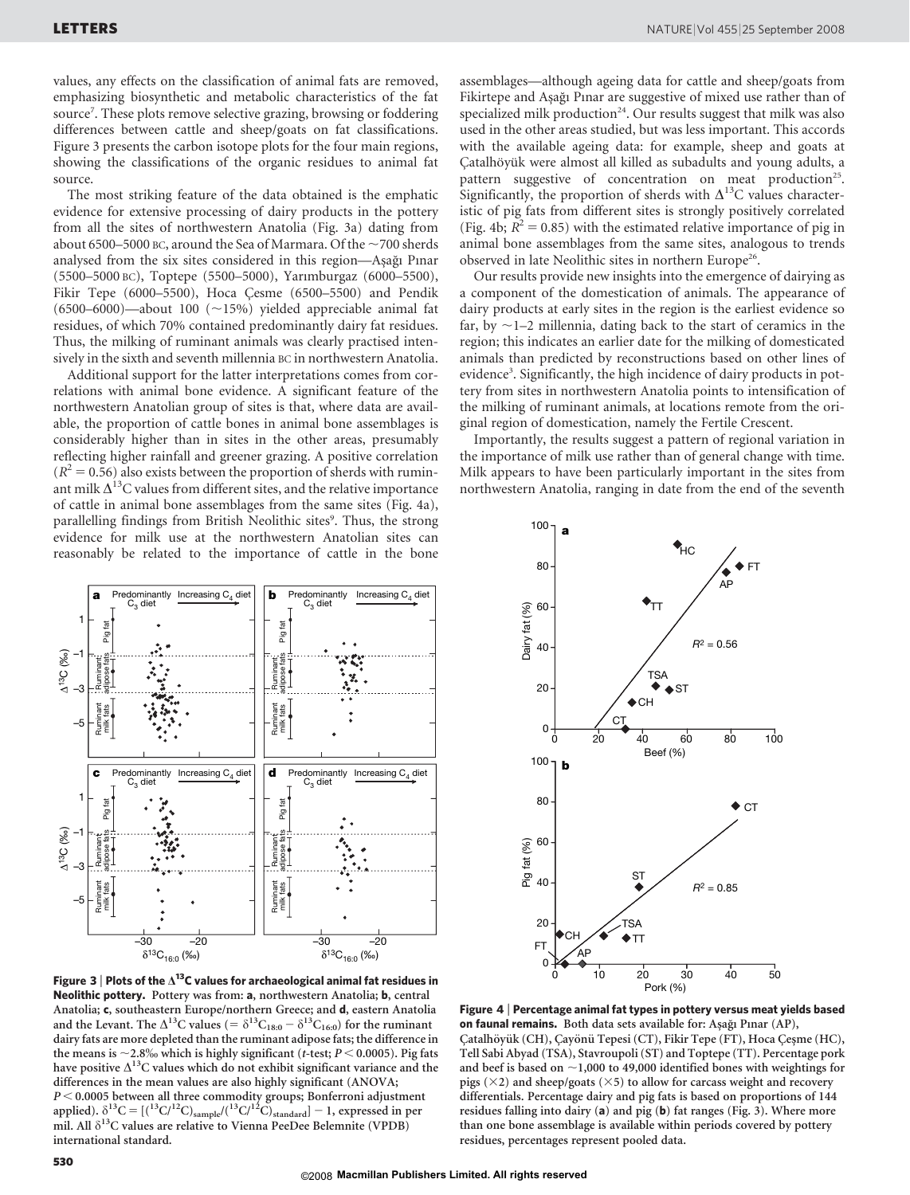values, any effects on the classification of animal fats are removed, emphasizing biosynthetic and metabolic characteristics of the fat source[7]. These plots remove selective grazing, browsing or foddering differences between cattle and sheep/goats on fat classifications. Figure 3 presents the carbon isotope plots for the four main regions, showing the classifications of the organic residues to animal fat source.

The most striking feature of the data obtained is the emphatic evidence for extensive processing of dairy products in the pottery from all the sites of northwestern Anatolia (Fig. 3a) dating from about 6500–5000 BC, around the Sea of Marmara. Of the ~700 sherds analysed from the six sites considered in this region—Aşağı Pınar (5500–5000 BC), Toptepe (5500–5000), Yarımburgaz (6000–5500), Fikir Tepe (6000–5500), Hoca Çesme (6500–5500) and Pendik (6500–6000)—about 100 (~15%) yielded appreciable animal fat residues, of which 70% contained predominantly dairy fat residues. Thus, the milking of ruminant animals was clearly practised intensively in the sixth and seventh millennia BC in northwestern Anatolia.

Additional support for the latter interpretations comes from correlations with animal bone evidence. A significant feature of the northwestern Anatolian group of sites is that, where data are available, the proportion of cattle bones in animal bone assemblages is considerably higher than in sites in the other areas, presumably reflecting higher rainfall and greener grazing. A positive correlation ($R^2 = 0.56$) also exists between the proportion of sherds with ruminant milk $\Delta^{13}C$ values from different sites, and the relative importance of cattle in animal bone assemblages from the same sites (Fig. 4a), parallelling findings from British Neolithic sites[9]. Thus, the strong evidence for milk use at the northwestern Anatolian sites can reasonably be related to the importance of cattle in the bone assemblages—although ageing data for cattle and sheep/goats from Fikirtepe and Aşağı Pınar are suggestive of mixed use rather than of specialized milk production[24]. Our results suggest that milk was also used in the other areas studied, but was less important. This accords with the available ageing data: for example, sheep and goats at Çatalhöyük were almost all killed as subadults and young adults, a pattern suggestive of concentration on meat production[25]. Significantly, the proportion of sherds with $\Delta^{13}C$ values characteristic of pig fats from different sites is strongly positively correlated (Fig. 4b; $R^2 = 0.85$) with the estimated relative importance of pig in animal bone assemblages from the same sites, analogous to trends observed in late Neolithic sites in northern Europe[26].

Our results provide new insights into the emergence of dairying as a component of the domestication of animals. The appearance of dairy products at early sites in the region is the earliest evidence so far, by ~1–2 millennia, dating back to the start of ceramics in the region; this indicates an earlier date for the milking of domesticated animals than predicted by reconstructions based on other lines of evidence[3]. Significantly, the high incidence of dairy products in pottery from sites in northwestern Anatolia points to intensification of the milking of ruminant animals, at locations remote from the original region of domestication, namely the Fertile Crescent.

Importantly, the results suggest a pattern of regional variation in the importance of milk use rather than of general change with time. Milk appears to have been particularly important in the sites from northwestern Anatolia, ranging in date from the end of the seventh

**Figure 3 | Plots of the $\Delta^{13}C$ values for archaeological animal fat residues in Neolithic pottery.** Pottery was from: **a**, northwestern Anatolia; **b**, central Anatolia; **c**, southeastern Europe/northern Greece; and **d**, eastern Anatolia and the Levant. The $\Delta^{13}C$ values ($= \delta^{13}C_{18:0} - \delta^{13}C_{16:0}$) for the ruminant dairy fats are more depleted than the ruminant adipose fats; the difference in the means is ~2.8‰ which is highly significant ($t$-test; $P < 0.0005$). Pig fats have positive $\Delta^{13}C$ values which do not exhibit significant variance and the differences in the mean values are also highly significant (ANOVA; $P < 0.0005$ between all three commodity groups; Bonferroni adjustment applied). $\delta^{13}C = [(^{13}C/^{12}C)_{sample}/(^{13}C/^{12}C)_{standard}] - 1$, expressed in per mil. All $\delta^{13}C$ values are relative to Vienna PeeDee Belemnite (VPDB) international standard.

**Figure 4 | Percentage animal fat types in pottery versus meat yields based on faunal remains.** Both data sets available for: Aşağı Pınar (AP), Çatalhöyük (CH), Çayönü Tepesi (CT), Fikir Tepe (FT), Hoca Çeşme (HC), Tell Sabi Abyad (TSA), Stavroupoli (ST) and Toptepe (TT). Percentage pork and beef is based on ~1,000 to 49,000 identified bones with weightings for pigs (×2) and sheep/goats (×5) to allow for carcass weight and recovery differentials. Percentage dairy and pig fats is based on proportions of 144 residues falling into dairy (**a**) and pig (**b**) fat ranges (Fig. 3). Where more than one bone assemblage is available within periods covered by pottery residues, percentages represent pooled data.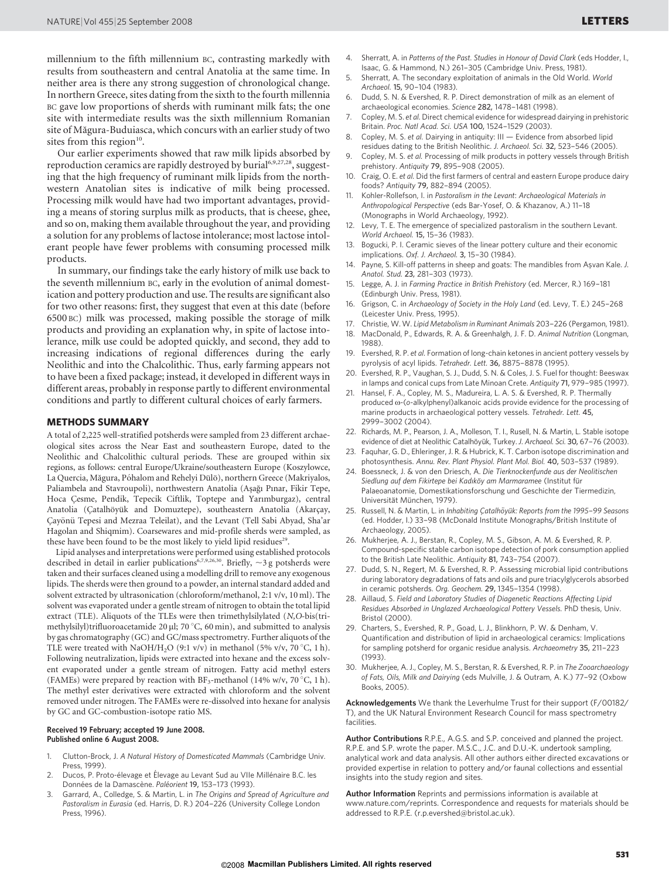millennium to the fifth millennium BC, contrasting markedly with results from southeastern and central Anatolia at the same time. In neither area is there any strong suggestion of chronological change. In northern Greece, sites dating from the sixth to the fourth millennia BC gave low proportions of sherds with ruminant milk fats; the one site with intermediate results was the sixth millennium Romanian site of Măgura-Buduiasca, which concurs with an earlier study of two sites from this region[10].

Our earlier experiments showed that raw milk lipids absorbed by reproduction ceramics are rapidly destroyed by burial[6,9,27,28], suggesting that the high frequency of ruminant milk lipids from the northwestern Anatolian sites is indicative of milk being processed. Processing milk would have had two important advantages, providing a means of storing surplus milk as products, that is cheese, ghee, and so on, making them available throughout the year, and providing a solution for any problems of lactose intolerance; most lactose intolerant people have fewer problems with consuming processed milk products.

In summary, our findings take the early history of milk use back to the seventh millennium BC, early in the evolution of animal domestication and pottery production and use. The results are significant also for two other reasons: first, they suggest that even at this date (before 6500 BC) milk was processed, making possible the storage of milk products and providing an explanation why, in spite of lactose intolerance, milk use could be adopted quickly, and second, they add to increasing indications of regional differences during the early Neolithic and into the Chalcolithic. Thus, early farming appears not to have been a fixed package; instead, it developed in different ways in different areas, probably in response partly to different environmental conditions and partly to different cultural choices of early farmers.

## METHODS SUMMARY

A total of 2,225 well-stratified potsherds were sampled from 23 different archaeological sites across the Near East and southeastern Europe, dated to the Neolithic and Chalcolithic cultural periods. These are grouped within six regions, as follows: central Europe/Ukraine/southeastern Europe (Koszylowce, La Quercia, Măgura, Póhalom and Rehelyi Dülö), northern Greece (Makriyalos, Paliambela and Stavroupoli), northwestern Anatolia (Aşağı Pınar, Fikir Tepe, Hoca Çesme, Pendik, Tepecik Ciftlik, Toptepe and Yarımburgaz), central Anatolia (Çatalhöyük and Domuztepe), southeastern Anatolia (Akarçay, Çayönü Tepesi and Mezraa Teleilat), and the Levant (Tell Sabi Abyad, Sha'ar Hagolan and Shiqmim). Coarsewares and mid-profile sherds were sampled, as these have been found to be the most likely to yield lipid residues[29].

Lipid analyses and interpretations were performed using established protocols described in detail in earlier publications[6,7,9,26,30]. Briefly, ~3 g potsherds were taken and their surfaces cleaned using a modelling drill to remove any exogenous lipids. The sherds were then ground to a powder, an internal standard added and solvent extracted by ultrasonication (chloroform/methanol, 2:1 v/v, 10 ml). The solvent was evaporated under a gentle stream of nitrogen to obtain the total lipid extract (TLE). Aliquots of the TLEs were then trimethylsilylated (*N,O*-bis(trimethylsilyl)trifluoroacetamide 20 µl; 70 °C, 60 min), and submitted to analysis by gas chromatography (GC) and GC/mass spectrometry. Further aliquots of the TLE were treated with NaOH/$H_2O$ (9:1 v/v) in methanol (5% v/v, 70 °C, 1 h). Following neutralization, lipids were extracted into hexane and the excess solvent evaporated under a gentle stream of nitrogen. Fatty acid methyl esters (FAMEs) were prepared by reaction with $BF_3$-methanol (14% w/v, 70 °C, 1 h). The methyl ester derivatives were extracted with chloroform and the solvent removed under nitrogen. The FAMEs were re-dissolved into hexane for analysis by GC and GC-combustion-isotope ratio MS.

**Received 19 February; accepted 19 June 2008.**
**Published online 6 August 2008.**

1. Clutton-Brock, J. *A Natural History of Domesticated Mammals* (Cambridge Univ. Press, 1999).
2. Ducos, P. Proto-élevage et Élevage au Levant Sud au VIIe Millénaire B.C. les Données de la Damascène. *Paléorient* **19,** 153–173 (1993).
3. Garrard, A., Colledge, S. & Martin, L. in *The Origins and Spread of Agriculture and Pastoralism in Eurasia* (ed. Harris, D. R.) 204–226 (University College London Press, 1996).
4. Sherratt, A. in *Patterns of the Past. Studies in Honour of David Clark* (eds Hodder, I., Isaac, G. & Hammond, N.) 261–305 (Cambridge Univ. Press, 1981).
5. Sherratt, A. The secondary exploitation of animals in the Old World. *World Archaeol.* **15,** 90–104 (1983).
6. Dudd, S. N. & Evershed, R. P. Direct demonstration of milk as an element of archaeological economies. *Science* **282,** 1478–1481 (1998).
7. Copley, M. S. *et al.* Direct chemical evidence for widespread dairying in prehistoric Britain. *Proc. Natl Acad. Sci. USA* **100,** 1524–1529 (2003).
8. Copley, M. S. *et al.* Dairying in antiquity: III — Evidence from absorbed lipid residues dating to the British Neolithic. *J. Archaeol. Sci.* **32,** 523–546 (2005).
9. Copley, M. S. *et al.* Processing of milk products in pottery vessels through British prehistory. *Antiquity* **79,** 895–908 (2005).
10. Craig, O. E. *et al.* Did the first farmers of central and eastern Europe produce dairy foods? *Antiquity* **79,** 882–894 (2005).
11. Kohler-Rollefson, I. in *Pastoralism in the Levant: Archaeological Materials in Anthropological Perspective* (eds Bar-Yosef, O. & Khazanov, A.) 11–18 (Monographs in World Archaeology, 1992).
12. Levy, T. E. The emergence of specialized pastoralism in the southern Levant. *World Archaeol.* **15,** 15–36 (1983).
13. Bogucki, P. I. Ceramic sieves of the linear pottery culture and their economic implications. *Oxf. J. Archaeol.* **3,** 15–30 (1984).
14. Payne, S. Kill-off patterns in sheep and goats: The mandibles from Aşvan Kale. *J. Anatol. Stud.* **23,** 281–303 (1973).
15. Legge, A. J. in *Farming Practice in British Prehistory* (ed. Mercer, R.) 169–181 (Edinburgh Univ. Press, 1981).
16. Grigson, C. in *Archaeology of Society in the Holy Land* (ed. Levy, T. E.) 245–268 (Leicester Univ. Press, 1995).
17. Christie, W. W. *Lipid Metabolism in Ruminant Animals* 203–226 (Pergamon, 1981).
18. MacDonald, P., Edwards, R. A. & Greenhalgh, J. F. D. *Animal Nutrition* (Longman, 1988).
19. Evershed, R. P. *et al.* Formation of long-chain ketones in ancient pottery vessels by pyrolysis of acyl lipids. *Tetrahedr. Lett.* **36,** 8875–8878 (1995).
20. Evershed, R. P., Vaughan, S. J., Dudd, S. N. & Coles, J. S. Fuel for thought: Beeswax in lamps and conical cups from Late Minoan Crete. *Antiquity* **71,** 979–985 (1997).
21. Hansel, F. A., Copley, M. S., Madureira, L. A. S. & Evershed, R. P. Thermally produced ω-(o-alkylphenyl)alkanoic acids provide evidence for the processing of marine products in archaeological pottery vessels. *Tetrahedr. Lett.* **45,** 2999–3002 (2004).
22. Richards, M. P., Pearson, J. A., Molleson, T. I., Rusell, N. & Martin, L. Stable isotope evidence of diet at Neolithic Catalhöyük, Turkey. *J. Archaeol. Sci.* **30,** 67–76 (2003).
23. Faquhar, G. D., Ehleringer, J. R. & Hubrick, K. T. Carbon isotope discrimination and photosynthesis. *Annu. Rev. Plant Physiol. Plant Mol. Biol.* **40,** 503–537 (1989).
24. Boessneck, J. & von den Driesch, A. *Die Tierknochenfunde aus der Neolitischen Siedlung auf dem Fikirtepe bei Kadıköy am Marmaramee* (Institut für Palaeoanatomie, Domestikationsforschung und Geschichte der Tiermedizin, Universität München, 1979).
25. Russell, N. & Martin, L. in *Inhabiting Çatalhöyük: Reports from the 1995–99 Seasons* (ed. Hodder, I.) 33–98 (McDonald Institute Monographs/British Institute of Archaeology, 2005).
26. Mukherjee, A. J., Berstan, R., Copley, M. S., Gibson, A. M. & Evershed, R. P. Compound-specific stable carbon isotope detection of pork consumption applied to the British Late Neolithic. *Antiquity* **81,** 743–754 (2007).
27. Dudd, S. N., Regert, M. & Evershed, R. P. Assessing microbial lipid contributions during laboratory degradations of fats and oils and pure triacylglycerols absorbed in ceramic potsherds. *Org. Geochem.* **29,** 1345–1354 (1998).
28. Aillaud, S. *Field and Laboratory Studies of Diagenetic Reactions Affecting Lipid Residues Absorbed in Unglazed Archaeological Pottery Vessels.* PhD thesis, Univ. Bristol (2000).
29. Charters, S., Evershed, R. P., Goad, L. J., Blinkhorn, P. W. & Denham, V. Quantification and distribution of lipid in archaeological ceramics: Implications for sampling potsherd for organic residue analysis. *Archaeometry* **35,** 211–223 (1993).
30. Mukherjee, A. J., Copley, M. S., Berstan, R. & Evershed, R. P. in *The Zooarchaeology of Fats, Oils, Milk and Dairying* (eds Mulville, J. & Outram, A. K.) 77–92 (Oxbow Books, 2005).

**Acknowledgements** We thank the Leverhulme Trust for their support (F/00182/T), and the UK Natural Environment Research Council for mass spectrometry facilities.

**Author Contributions** R.P.E., A.G.S. and S.P. conceived and planned the project. R.P.E. and S.P. wrote the paper. M.S.C., J.C. and D.U.-K. undertook sampling, analytical work and data analysis. All other authors either directed excavations or provided expertise in relation to pottery and/or faunal collections and essential insights into the study region and sites.

**Author Information** Reprints and permissions information is available at www.nature.com/reprints. Correspondence and requests for materials should be addressed to R.P.E. (r.p.evershed@bristol.ac.uk).